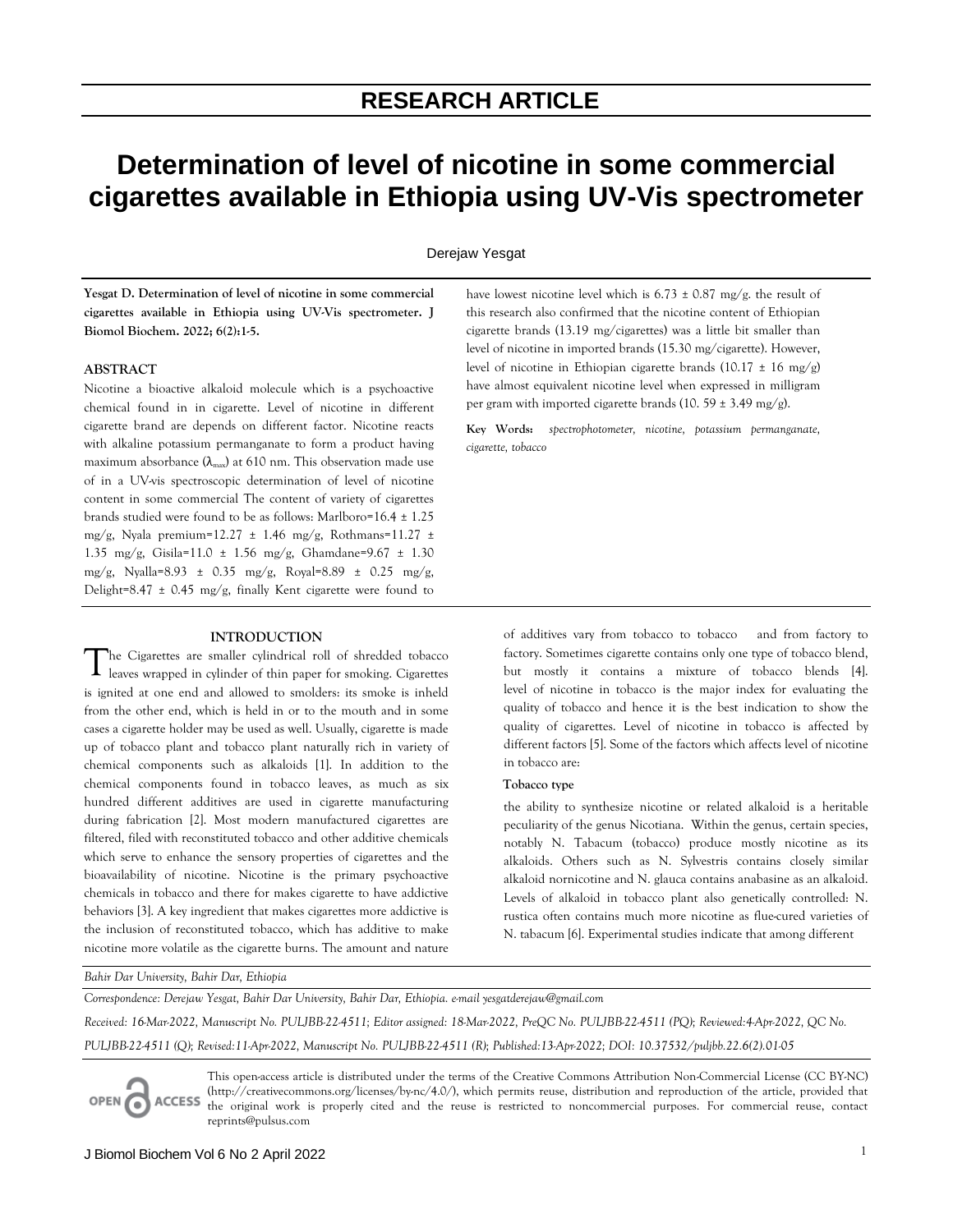RESEARCH ARTICLE

# Determination of level of nicotine in some commercial cigarettes available in Ethiopia using UV-Vis spectrometer

Derejaw Yesgat

**Yesgat D. Determination of level of nicotine in some commercial cigarettes available in Ethiopia using UV-Vis spectrometer. J Biomol Biochem. 2022; 6(2):1-5.**

## ABSTRACT

Nicotine a bioactive alkaloid molecule which is a psychoactive chemical found in in cigarette. Level of nicotine in different cigarette brand are depends on different factor. Nicotine reacts with alkaline potassium permanganate to form a product having maximum absorbance ($\lambda_{max}$) at 610 nm. This observation made use of in a UV-vis spectroscopic determination of level of nicotine content in some commercial The content of variety of cigarettes brands studied were found to be as follows: Marlboro=16.4 ± 1.25 mg/g, Nyala premium=12.27 ± 1.46 mg/g, Rothmans=11.27 ± 1.35 mg/g, Gisila=11.0 ± 1.56 mg/g, Ghamdane=9.67 ± 1.30 mg/g, Nyalla=8.93 ± 0.35 mg/g, Royal=8.89 ± 0.25 mg/g, Delight=8.47 ± 0.45 mg/g, finally Kent cigarette were found to have lowest nicotine level which is 6.73 ± 0.87 mg/g. the result of this research also confirmed that the nicotine content of Ethiopian cigarette brands (13.19 mg/cigarettes) was a little bit smaller than level of nicotine in imported brands (15.30 mg/cigarette). However, level of nicotine in Ethiopian cigarette brands (10.17 ± 16 mg/g) have almost equivalent nicotine level when expressed in milligram per gram with imported cigarette brands (10. 59 ± 3.49 mg/g).

**Key Words:** *spectrophotometer, nicotine, potassium permanganate, cigarette, tobacco*

## INTRODUCTION

The Cigarettes are smaller cylindrical roll of shredded tobacco leaves wrapped in cylinder of thin paper for smoking. Cigarettes is ignited at one end and allowed to smolders: its smoke is inheld from the other end, which is held in or to the mouth and in some cases a cigarette holder may be used as well. Usually, cigarette is made up of tobacco plant and tobacco plant naturally rich in variety of chemical components such as alkaloids [1]. In addition to the chemical components found in tobacco leaves, as much as six hundred different additives are used in cigarette manufacturing during fabrication [2]. Most modern manufactured cigarettes are filtered, filed with reconstituted tobacco and other additive chemicals which serve to enhance the sensory properties of cigarettes and the bioavailability of nicotine. Nicotine is the primary psychoactive chemicals in tobacco and there for makes cigarette to have addictive behaviors [3]. A key ingredient that makes cigarettes more addictive is the inclusion of reconstituted tobacco, which has additive to make nicotine more volatile as the cigarette burns. The amount and nature of additives vary from tobacco to tobacco and from factory to factory. Sometimes cigarette contains only one type of tobacco blend, but mostly it contains a mixture of tobacco blends [4]. level of nicotine in tobacco is the major index for evaluating the quality of tobacco and hence it is the best indication to show the quality of cigarettes. Level of nicotine in tobacco is affected by different factors [5]. Some of the factors which affects level of nicotine in tobacco are:

### Tobacco type

the ability to synthesize nicotine or related alkaloid is a heritable peculiarity of the genus Nicotiana. Within the genus, certain species, notably N. Tabacum (tobacco) produce mostly nicotine as its alkaloids. Others such as N. Sylvestris contains closely similar alkaloid nornicotine and N. glauca contains anabasine as an alkaloid. Levels of alkaloid in tobacco plant also genetically controlled: N. rustica often contains much more nicotine as flue-cured varieties of N. tabacum [6]. Experimental studies indicate that among different

*Bahir Dar University, Bahir Dar, Ethiopia*

*Correspondence: Derejaw Yesgat, Bahir Dar University, Bahir Dar, Ethiopia. e-mail yesgatderejaw@gmail.com*

*Received: 16-Mar-2022, Manuscript No. PULJBB-22-4511; Editor assigned: 18-Mar-2022, PreQC No. PULJBB-22-4511 (PQ); Reviewed:4-Apr-2022, QC No. PULJBB-22-4511 (Q); Revised:11-Apr-2022, Manuscript No. PULJBB-22-4511 (R); Published:13-Apr-2022; DOI: 10.37532/puljbb.22.6(2).01-05*

This open-access article is distributed under the terms of the Creative Commons Attribution Non-Commercial License (CC BY-NC) (http://creativecommons.org/licenses/by-nc/4.0/), which permits reuse, distribution and reproduction of the article, provided that the original work is properly cited and the reuse is restricted to noncommercial purposes. For commercial reuse, contact reprints@pulsus.com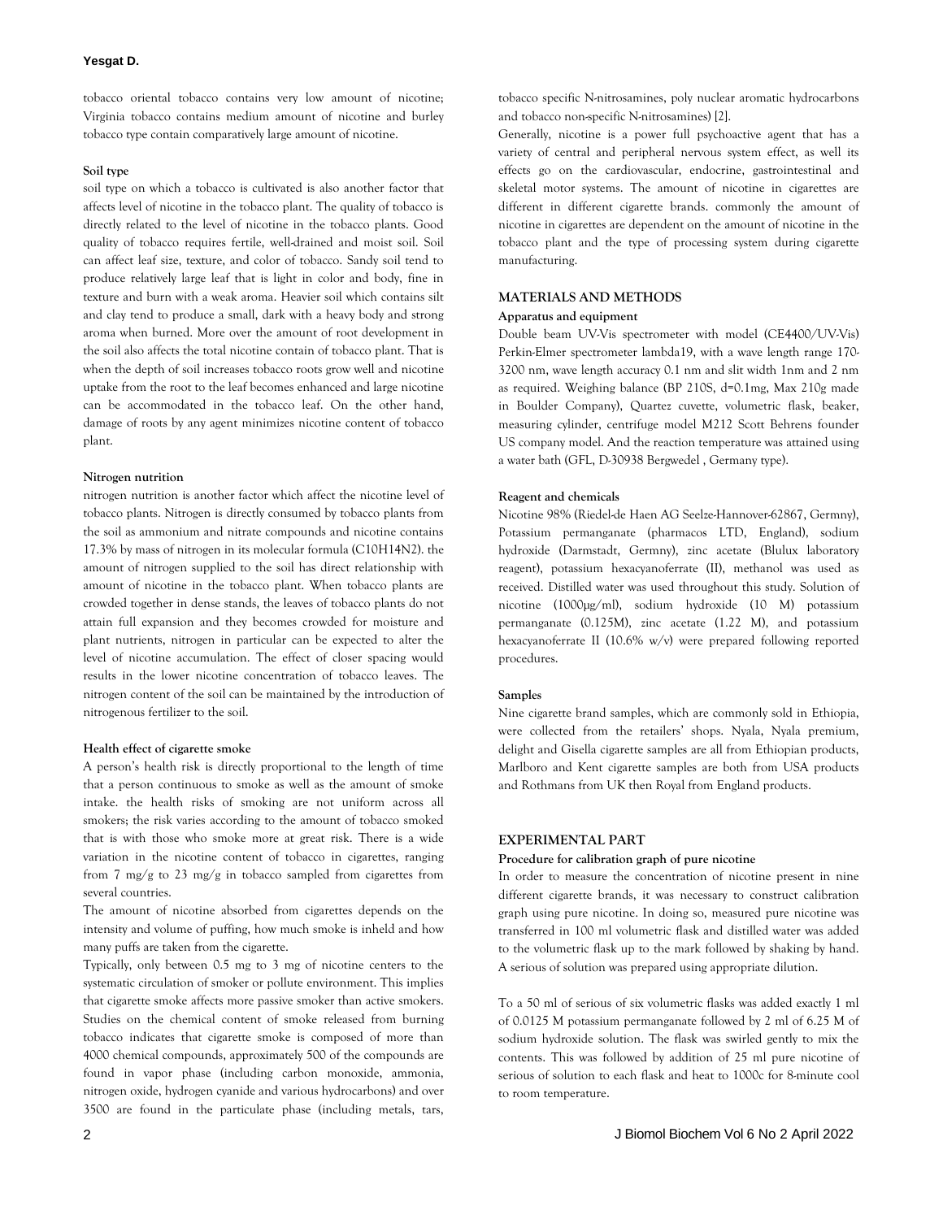tobacco oriental tobacco contains very low amount of nicotine; Virginia tobacco contains medium amount of nicotine and burley tobacco type contain comparatively large amount of nicotine.

**Soil type**

soil type on which a tobacco is cultivated is also another factor that affects level of nicotine in the tobacco plant. The quality of tobacco is directly related to the level of nicotine in the tobacco plants. Good quality of tobacco requires fertile, well-drained and moist soil. Soil can affect leaf size, texture, and color of tobacco. Sandy soil tend to produce relatively large leaf that is light in color and body, fine in texture and burn with a weak aroma. Heavier soil which contains silt and clay tend to produce a small, dark with a heavy body and strong aroma when burned. More over the amount of root development in the soil also affects the total nicotine contain of tobacco plant. That is when the depth of soil increases tobacco roots grow well and nicotine uptake from the root to the leaf becomes enhanced and large nicotine can be accommodated in the tobacco leaf. On the other hand, damage of roots by any agent minimizes nicotine content of tobacco plant.

**Nitrogen nutrition**

nitrogen nutrition is another factor which affect the nicotine level of tobacco plants. Nitrogen is directly consumed by tobacco plants from the soil as ammonium and nitrate compounds and nicotine contains 17.3% by mass of nitrogen in its molecular formula ($C_{10}H_{14}N_2$). the amount of nitrogen supplied to the soil has direct relationship with amount of nicotine in the tobacco plant. When tobacco plants are crowded together in dense stands, the leaves of tobacco plants do not attain full expansion and they becomes crowded for moisture and plant nutrients, nitrogen in particular can be expected to alter the level of nicotine accumulation. The effect of closer spacing would results in the lower nicotine concentration of tobacco leaves. The nitrogen content of the soil can be maintained by the introduction of nitrogenous fertilizer to the soil.

**Health effect of cigarette smoke**

A person's health risk is directly proportional to the length of time that a person continuous to smoke as well as the amount of smoke intake. the health risks of smoking are not uniform across all smokers; the risk varies according to the amount of tobacco smoked that is with those who smoke more at great risk. There is a wide variation in the nicotine content of tobacco in cigarettes, ranging from 7 mg/g to 23 mg/g in tobacco sampled from cigarettes from several countries.

The amount of nicotine absorbed from cigarettes depends on the intensity and volume of puffing, how much smoke is inheld and how many puffs are taken from the cigarette.

Typically, only between 0.5 mg to 3 mg of nicotine centers to the systematic circulation of smoker or pollute environment. This implies that cigarette smoke affects more passive smoker than active smokers. Studies on the chemical content of smoke released from burning tobacco indicates that cigarette smoke is composed of more than 4000 chemical compounds, approximately 500 of the compounds are found in vapor phase (including carbon monoxide, ammonia, nitrogen oxide, hydrogen cyanide and various hydrocarbons) and over 3500 are found in the particulate phase (including metals, tars, tobacco specific N-nitrosamines, poly nuclear aromatic hydrocarbons and tobacco non-specific N-nitrosamines) [2].

Generally, nicotine is a power full psychoactive agent that has a variety of central and peripheral nervous system effect, as well its effects go on the cardiovascular, endocrine, gastrointestinal and skeletal motor systems. The amount of nicotine in cigarettes are different in different cigarette brands. commonly the amount of nicotine in cigarettes are dependent on the amount of nicotine in the tobacco plant and the type of processing system during cigarette manufacturing.

## MATERIALS AND METHODS

**Apparatus and equipment**

Double beam UV-Vis spectrometer with model (CE4400/UV-Vis) Perkin-Elmer spectrometer lambda19, with a wave length range 170-3200 nm, wave length accuracy 0.1 nm and slit width 1nm and 2 nm as required. Weighing balance (BP 210S, d=0.1mg, Max 210g made in Boulder Company), Quartez cuvette, volumetric flask, beaker, measuring cylinder, centrifuge model M212 Scott Behrens founder US company model. And the reaction temperature was attained using a water bath (GFL, D-30938 Bergwedel , Germany type).

**Reagent and chemicals**

Nicotine 98% (Riedel-de Haen AG Seelze-Hannover-62867, Germny), Potassium permanganate (pharmacos LTD, England), sodium hydroxide (Darmstadt, Germny), zinc acetate (Blulux laboratory reagent), potassium hexacyanoferrate (II), methanol was used as received. Distilled water was used throughout this study. Solution of nicotine (1000μg/ml), sodium hydroxide (10 M) potassium permanganate (0.125M), zinc acetate (1.22 M), and potassium hexacyanoferrate II (10.6% w/v) were prepared following reported procedures.

**Samples**

Nine cigarette brand samples, which are commonly sold in Ethiopia, were collected from the retailers' shops. Nyala, Nyala premium, delight and Gisella cigarette samples are all from Ethiopian products, Marlboro and Kent cigarette samples are both from USA products and Rothmans from UK then Royal from England products.

## EXPERIMENTAL PART

**Procedure for calibration graph of pure nicotine**

In order to measure the concentration of nicotine present in nine different cigarette brands, it was necessary to construct calibration graph using pure nicotine. In doing so, measured pure nicotine was transferred in 100 ml volumetric flask and distilled water was added to the volumetric flask up to the mark followed by shaking by hand. A serious of solution was prepared using appropriate dilution.

To a 50 ml of serious of six volumetric flasks was added exactly 1 ml of 0.0125 M potassium permanganate followed by 2 ml of 6.25 M of sodium hydroxide solution. The flask was swirled gently to mix the contents. This was followed by addition of 25 ml pure nicotine of serious of solution to each flask and heat to 1000c for 8-minute cool to room temperature.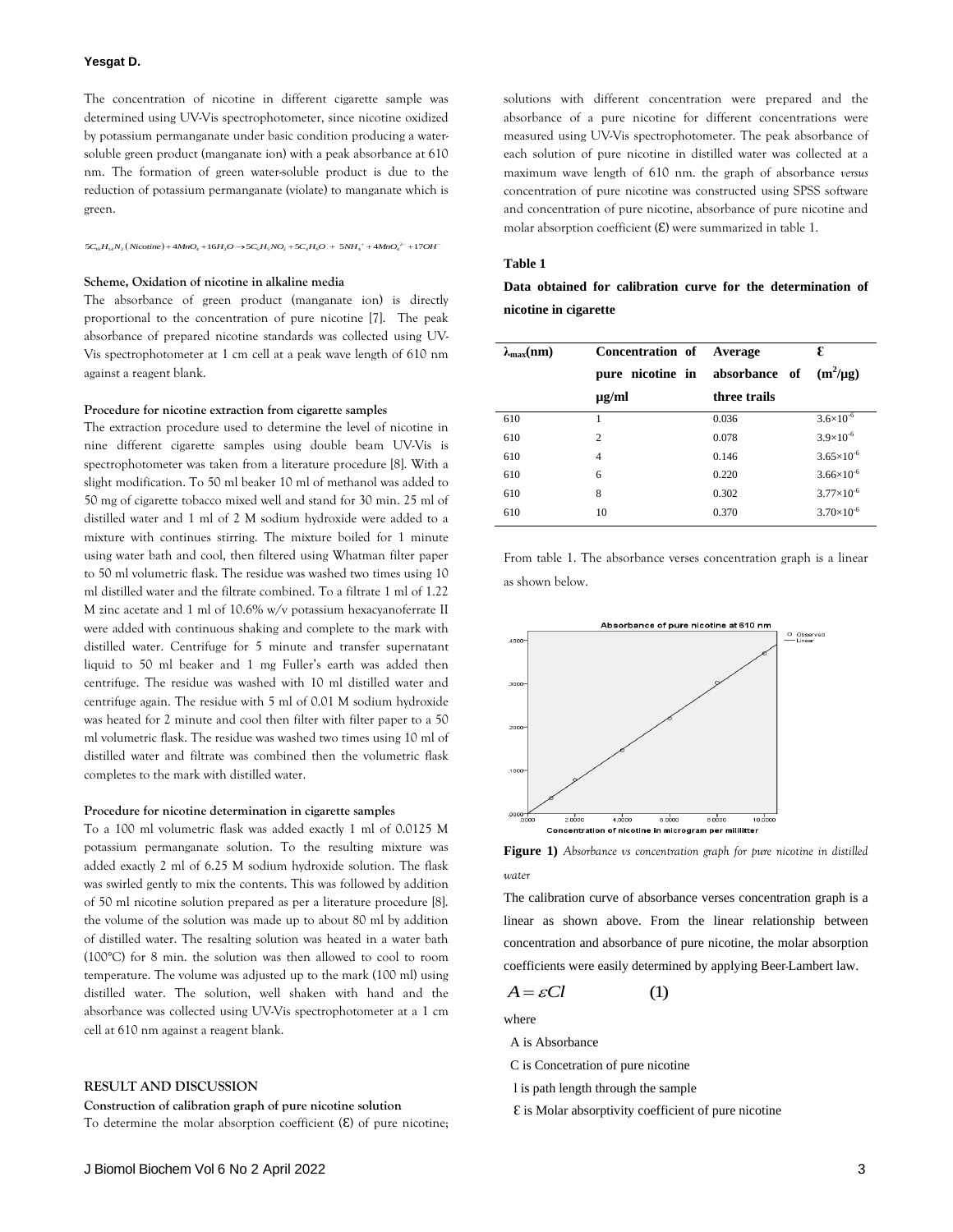The concentration of nicotine in different cigarette sample was determined using UV-Vis spectrophotometer, since nicotine oxidized by potassium permanganate under basic condition producing a water-soluble green product (manganate ion) with a peak absorbance at 610 nm. The formation of green water-soluble product is due to the reduction of potassium permanganate (violate) to manganate which is green.

$$5C_{10}H_{14}N_2\,(Nicotine) + 4MnO_4 + 16H_2O \rightarrow 5C_6H_5NO_2 + 5C_4H_8O + 5NH_4^+ + 4MnO_4^{2-} + 17OH^-$$

**Scheme, Oxidation of nicotine in alkaline media**

The absorbance of green product (manganate ion) is directly proportional to the concentration of pure nicotine [7]. The peak absorbance of prepared nicotine standards was collected using UV-Vis spectrophotometer at 1 cm cell at a peak wave length of 610 nm against a reagent blank.

**Procedure for nicotine extraction from cigarette samples**

The extraction procedure used to determine the level of nicotine in nine different cigarette samples using double beam UV-Vis is spectrophotometer was taken from a literature procedure [8]. With a slight modification. To 50 ml beaker 10 ml of methanol was added to 50 mg of cigarette tobacco mixed well and stand for 30 min. 25 ml of distilled water and 1 ml of 2 M sodium hydroxide were added to a mixture with continues stirring. The mixture boiled for 1 minute using water bath and cool, then filtered using Whatman filter paper to 50 ml volumetric flask. The residue was washed two times using 10 ml distilled water and the filtrate combined. To a filtrate 1 ml of 1.22 M zinc acetate and 1 ml of 10.6% w/v potassium hexacyanoferrate II were added with continuous shaking and complete to the mark with distilled water. Centrifuge for 5 minute and transfer supernatant liquid to 50 ml beaker and 1 mg Fuller's earth was added then centrifuge. The residue was washed with 10 ml distilled water and centrifuge again. The residue with 5 ml of 0.01 M sodium hydroxide was heated for 2 minute and cool then filter with filter paper to a 50 ml volumetric flask. The residue was washed two times using 10 ml of distilled water and filtrate was combined then the volumetric flask completes to the mark with distilled water.

**Procedure for nicotine determination in cigarette samples**

To a 100 ml volumetric flask was added exactly 1 ml of 0.0125 M potassium permanganate solution. To the resulting mixture was added exactly 2 ml of 6.25 M sodium hydroxide solution. The flask was swirled gently to mix the contents. This was followed by addition of 50 ml nicotine solution prepared as per a literature procedure [8]. the volume of the solution was made up to about 80 ml by addition of distilled water. The resalting solution was heated in a water bath (100°C) for 8 min. the solution was then allowed to cool to room temperature. The volume was adjusted up to the mark (100 ml) using distilled water. The solution, well shaken with hand and the absorbance was collected using UV-Vis spectrophotometer at a 1 cm cell at 610 nm against a reagent blank.

## RESULT AND DISCUSSION

**Construction of calibration graph of pure nicotine solution**

To determine the molar absorption coefficient (Ɛ) of pure nicotine; solutions with different concentration were prepared and the absorbance of a pure nicotine for different concentrations were measured using UV-Vis spectrophotometer. The peak absorbance of each solution of pure nicotine in distilled water was collected at a maximum wave length of 610 nm. the graph of absorbance *versus* concentration of pure nicotine was constructed using SPSS software and concentration of pure nicotine, absorbance of pure nicotine and molar absorption coefficient (Ɛ) were summarized in table 1.

**Table 1**

**Data obtained for calibration curve for the determination of nicotine in cigarette**

| $\lambda_{max}$(nm) | Concentration of pure nicotine in µg/ml | Average absorbance of three trails | Ɛ ($m^2$/µg) |
|---|---|---|---|
| 610 | 1 | 0.036 | $3.6\times10^{-6}$ |
| 610 | 2 | 0.078 | $3.9\times10^{-6}$ |
| 610 | 4 | 0.146 | $3.65\times10^{-6}$ |
| 610 | 6 | 0.220 | $3.66\times10^{-6}$ |
| 610 | 8 | 0.302 | $3.77\times10^{-6}$ |
| 610 | 10 | 0.370 | $3.70\times10^{-6}$ |

From table 1. The absorbance verses concentration graph is a linear as shown below.

**Figure 1)** *Absorbance vs concentration graph for pure nicotine in distilled water*

The calibration curve of absorbance verses concentration graph is a linear as shown above. From the linear relationship between concentration and absorbance of pure nicotine, the molar absorption coefficients were easily determined by applying Beer-Lambert law.

$$A = \varepsilon Cl \qquad (1)$$

where

A is Absorbance

C is Concetration of pure nicotine

l is path length through the sample

Ɛ is Molar absorptivity coefficient of pure nicotine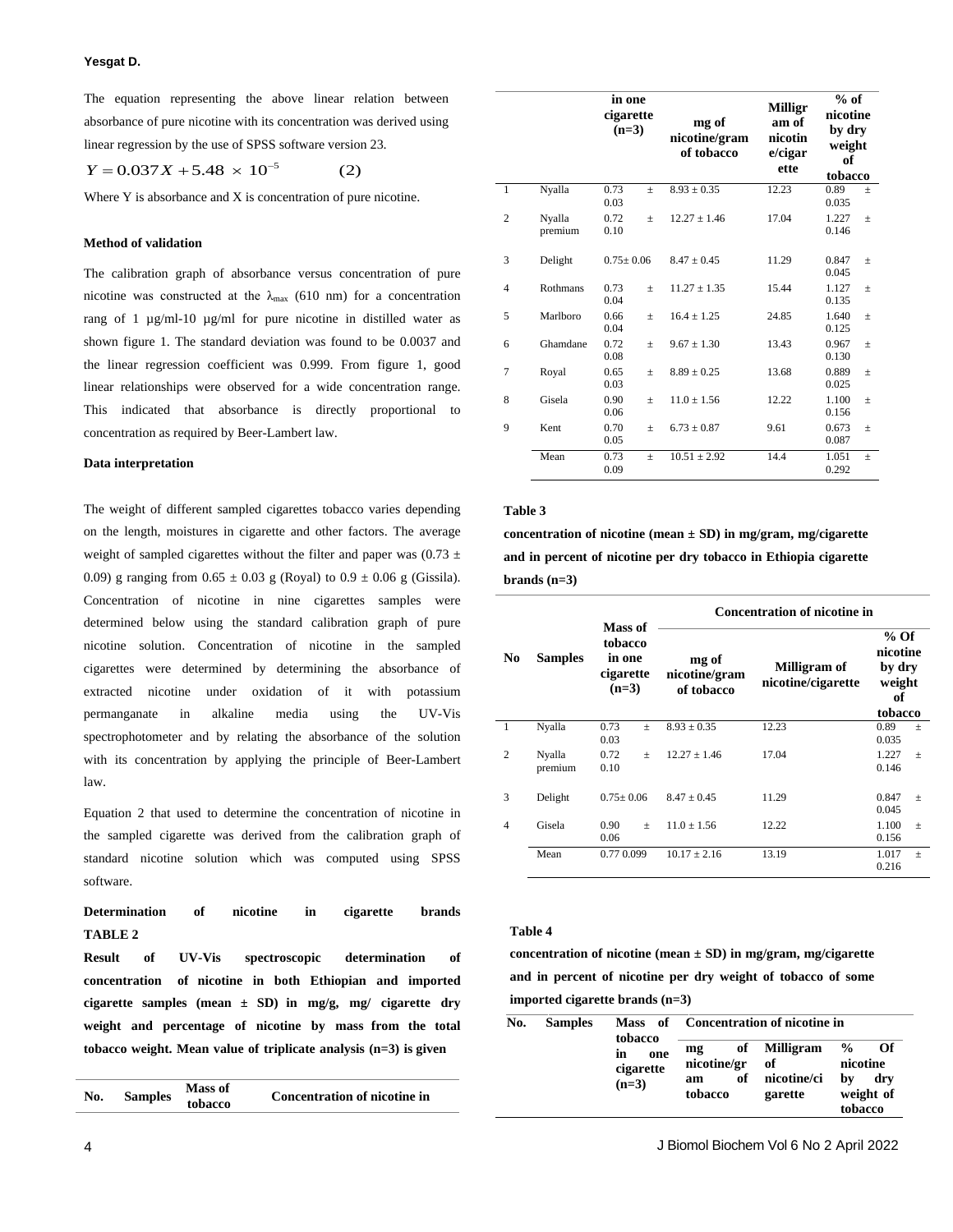The equation representing the above linear relation between absorbance of pure nicotine with its concentration was derived using linear regression by the use of SPSS software version 23.

$$Y = 0.037X + 5.48 \times 10^{-5} \qquad (2)$$

Where Y is absorbance and X is concentration of pure nicotine.

**Method of validation**

The calibration graph of absorbance versus concentration of pure nicotine was constructed at the $\lambda_{max}$ (610 nm) for a concentration rang of 1 µg/ml-10 µg/ml for pure nicotine in distilled water as shown figure 1. The standard deviation was found to be 0.0037 and the linear regression coefficient was 0.999. From figure 1, good linear relationships were observed for a wide concentration range. This indicated that absorbance is directly proportional to concentration as required by Beer-Lambert law.

**Data interpretation**

The weight of different sampled cigarettes tobacco varies depending on the length, moistures in cigarette and other factors. The average weight of sampled cigarettes without the filter and paper was (0.73 ± 0.09) g ranging from 0.65 ± 0.03 g (Royal) to 0.9 ± 0.06 g (Gissila). Concentration of nicotine in nine cigarettes samples were determined below using the standard calibration graph of pure nicotine solution. Concentration of nicotine in the sampled cigarettes were determined by determining the absorbance of extracted nicotine under oxidation of it with potassium permanganate in alkaline media using the UV-Vis spectrophotometer and by relating the absorbance of the solution with its concentration by applying the principle of Beer-Lambert law.

Equation 2 that used to determine the concentration of nicotine in the sampled cigarette was derived from the calibration graph of standard nicotine solution which was computed using SPSS software.

**Determination of nicotine in cigarette brands TABLE 2**

**Result of UV-Vis spectroscopic determination of concentration of nicotine in both Ethiopian and imported cigarette samples (mean ± SD) in mg/g, mg/ cigarette dry weight and percentage of nicotine by mass from the total tobacco weight. Mean value of triplicate analysis (n=3) is given**

| No. | Samples | Mass of tobacco in one cigarette (n=3) | Concentration of nicotine in | | |
|---|---|---|---|---|---|
| | | | mg of nicotine/gram of tobacco | Milligram of nicotine/cigarette | % of nicotine by dry weight of tobacco |
| 1 | Nyalla | 0.73 ± 0.03 | 8.93 ± 0.35 | 12.23 | 0.89 ± 0.035 |
| 2 | Nyalla premium | 0.72 ± 0.10 | 12.27 ± 1.46 | 17.04 | 1.227 ± 0.146 |
| 3 | Delight | 0.75± 0.06 | 8.47 ± 0.45 | 11.29 | 0.847 ± 0.045 |
| 4 | Rothmans | 0.73 ± 0.04 | 11.27 ± 1.35 | 15.44 | 1.127 ± 0.135 |
| 5 | Marlboro | 0.66 ± 0.04 | 16.4 ± 1.25 | 24.85 | 1.640 ± 0.125 |
| 6 | Ghamdane | 0.72 ± 0.08 | 9.67 ± 1.30 | 13.43 | 0.967 ± 0.130 |
| 7 | Royal | 0.65 ± 0.03 | 8.89 ± 0.25 | 13.68 | 0.889 ± 0.025 |
| 8 | Gisela | 0.90 ± 0.06 | 11.0 ± 1.56 | 12.22 | 1.100 ± 0.156 |
| 9 | Kent | 0.70 ± 0.05 | 6.73 ± 0.87 | 9.61 | 0.673 ± 0.087 |
| | Mean | 0.73 ± 0.09 | 10.51 ± 2.92 | 14.4 | 1.051 ± 0.292 |

**Table 3**

**concentration of nicotine (mean ± SD) in mg/gram, mg/cigarette and in percent of nicotine per dry tobacco in Ethiopia cigarette brands (n=3)**

| No | Samples | Mass of tobacco in one cigarette (n=3) | Concentration of nicotine in | | |
|---|---|---|---|---|---|
| | | | mg of nicotine/gram of tobacco | Milligram of nicotine/cigarette | % Of nicotine by dry weight of tobacco |
| 1 | Nyalla | 0.73 ± 0.03 | 8.93 ± 0.35 | 12.23 | 0.89 ± 0.035 |
| 2 | Nyalla premium | 0.72 ± 0.10 | 12.27 ± 1.46 | 17.04 | 1.227 ± 0.146 |
| 3 | Delight | 0.75± 0.06 | 8.47 ± 0.45 | 11.29 | 0.847 ± 0.045 |
| 4 | Gisela | 0.90 ± 0.06 | 11.0 ± 1.56 | 12.22 | 1.100 ± 0.156 |
| | Mean | 0.77 0.099 | 10.17 ± 2.16 | 13.19 | 1.017 ± 0.216 |

**Table 4**

**concentration of nicotine (mean ± SD) in mg/gram, mg/cigarette and in percent of nicotine per dry weight of tobacco of some imported cigarette brands (n=3)**

| No. | Samples | Mass of tobacco in one cigarette (n=3) | Concentration of nicotine in | | |
|---|---|---|---|---|---|
| | | | mg of nicotine/gram of tobacco | Milligram of nicotine/cigarette | % Of nicotine by dry weight of tobacco |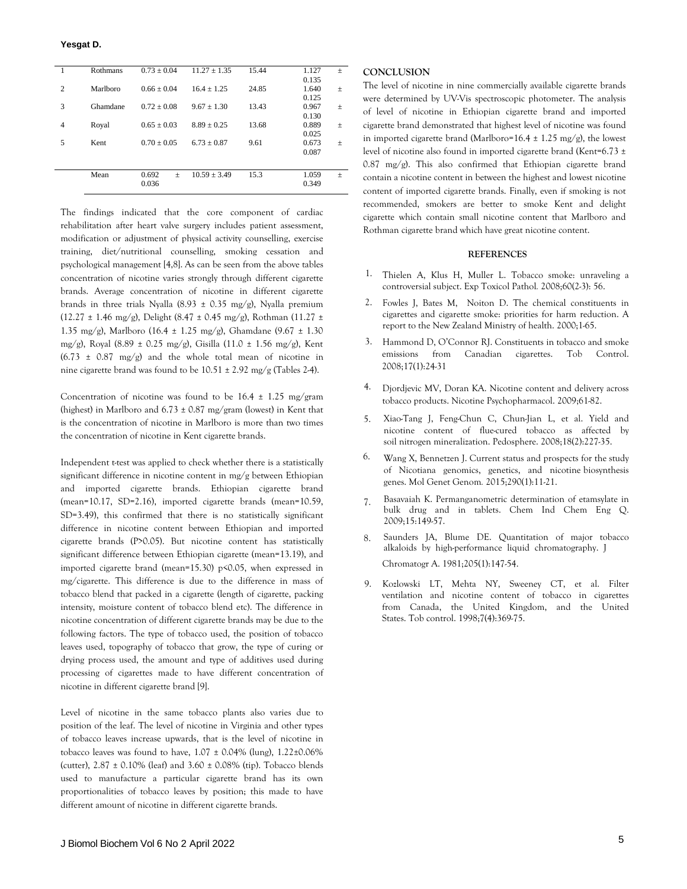| | | | | | |
|---|---|---|---|---|---|
| 1 | Rothmans | 0.73 ± 0.04 | 11.27 ± 1.35 | 15.44 | 1.127 ± 0.135 |
| 2 | Marlboro | 0.66 ± 0.04 | 16.4 ± 1.25 | 24.85 | 1.640 ± 0.125 |
| 3 | Ghamdane | 0.72 ± 0.08 | 9.67 ± 1.30 | 13.43 | 0.967 ± 0.130 |
| 4 | Royal | 0.65 ± 0.03 | 8.89 ± 0.25 | 13.68 | 0.889 ± 0.025 |
| 5 | Kent | 0.70 ± 0.05 | 6.73 ± 0.87 | 9.61 | 0.673 ± 0.087 |
| | Mean | 0.692 ± 0.036 | 10.59 ± 3.49 | 15.3 | 1.059 ± 0.349 |

The findings indicated that the core component of cardiac rehabilitation after heart valve surgery includes patient assessment, modification or adjustment of physical activity counselling, exercise training, diet/nutritional counselling, smoking cessation and psychological management [4,8]. As can be seen from the above tables concentration of nicotine varies strongly through different cigarette brands. Average concentration of nicotine in different cigarette brands in three trials Nyalla (8.93 ± 0.35 mg/g), Nyalla premium (12.27 ± 1.46 mg/g), Delight (8.47 ± 0.45 mg/g), Rothman (11.27 ± 1.35 mg/g), Marlboro (16.4 ± 1.25 mg/g), Ghamdane (9.67 ± 1.30 mg/g), Royal (8.89 ± 0.25 mg/g), Gisilla (11.0 ± 1.56 mg/g), Kent (6.73 ± 0.87 mg/g) and the whole total mean of nicotine in nine cigarette brand was found to be 10.51 ± 2.92 mg/g (Tables 2-4).

Concentration of nicotine was found to be 16.4 ± 1.25 mg/gram (highest) in Marlboro and 6.73 ± 0.87 mg/gram (lowest) in Kent that is the concentration of nicotine in Marlboro is more than two times the concentration of nicotine in Kent cigarette brands.

Independent t-test was applied to check whether there is a statistically significant difference in nicotine content in mg/g between Ethiopian and imported cigarette brands. Ethiopian cigarette brand (mean=10.17, SD=2.16), imported cigarette brands (mean=10.59, SD=3.49), this confirmed that there is no statistically significant difference in nicotine content between Ethiopian and imported cigarette brands ($P>0.05$). But nicotine content has statistically significant difference between Ethiopian cigarette (mean=13.19), and imported cigarette brand (mean=15.30) $p<0.05$, when expressed in mg/cigarette. This difference is due to the difference in mass of tobacco blend that packed in a cigarette (length of cigarette, packing intensity, moisture content of tobacco blend etc). The difference in nicotine concentration of different cigarette brands may be due to the following factors. The type of tobacco used, the position of tobacco leaves used, topography of tobacco that grow, the type of curing or drying process used, the amount and type of additives used during processing of cigarettes made to have different concentration of nicotine in different cigarette brand [9].

Level of nicotine in the same tobacco plants also varies due to position of the leaf. The level of nicotine in Virginia and other types of tobacco leaves increase upwards, that is the level of nicotine in tobacco leaves was found to have, 1.07 ± 0.04% (lung), 1.22±0.06% (cutter), 2.87 ± 0.10% (leaf) and 3.60 ± 0.08% (tip). Tobacco blends used to manufacture a particular cigarette brand has its own proportionalities of tobacco leaves by position; this made to have different amount of nicotine in different cigarette brands.

## CONCLUSION

The level of nicotine in nine commercially available cigarette brands were determined by UV-Vis spectroscopic photometer. The analysis of level of nicotine in Ethiopian cigarette brand and imported cigarette brand demonstrated that highest level of nicotine was found in imported cigarette brand (Marlboro=16.4 ± 1.25 mg/g), the lowest level of nicotine also found in imported cigarette brand (Kent=6.73 ± 0.87 mg/g). This also confirmed that Ethiopian cigarette brand contain a nicotine content in between the highest and lowest nicotine content of imported cigarette brands. Finally, even if smoking is not recommended, smokers are better to smoke Kent and delight cigarette which contain small nicotine content that Marlboro and Rothman cigarette brand which have great nicotine content.

## REFERENCES

1. Thielen A, Klus H, Muller L. Tobacco smoke: unraveling a controversial subject. Exp Toxicol Pathol. 2008;60(2-3): 56.
2. Fowles J, Bates M, Noiton D. The chemical constituents in cigarettes and cigarette smoke: priorities for harm reduction. A report to the New Zealand Ministry of health. 2000;1-65.
3. Hammond D, O'Connor RJ. Constituents in tobacco and smoke emissions from Canadian cigarettes. Tob Control. 2008;17(1):24-31
4. Djordjevic MV, Doran KA. Nicotine content and delivery across tobacco products. Nicotine Psychopharmacol. 2009;61-82.
5. Xiao-Tang J, Feng-Chun C, Chun-Jian L, et al. Yield and nicotine content of flue-cured tobacco as affected by soil nitrogen mineralization. Pedosphere. 2008;18(2):227-35.
6. Wang X, Bennetzen J. Current status and prospects for the study of Nicotiana genomics, genetics, and nicotine biosynthesis genes. Mol Genet Genom. 2015;290(1):11-21.
7. Basavaiah K. Permanganometric determination of etamsylate in bulk drug and in tablets. Chem Ind Chem Eng Q. 2009;15:149-57.
8. Saunders JA, Blume DE. Quantitation of major tobacco alkaloids by high-performance liquid chromatography. J Chromatogr A. 1981;205(1):147-54.
9. Kozlowski LT, Mehta NY, Sweeney CT, et al. Filter ventilation and nicotine content of tobacco in cigarettes from Canada, the United Kingdom, and the United States. Tob control. 1998;7(4):369-75.